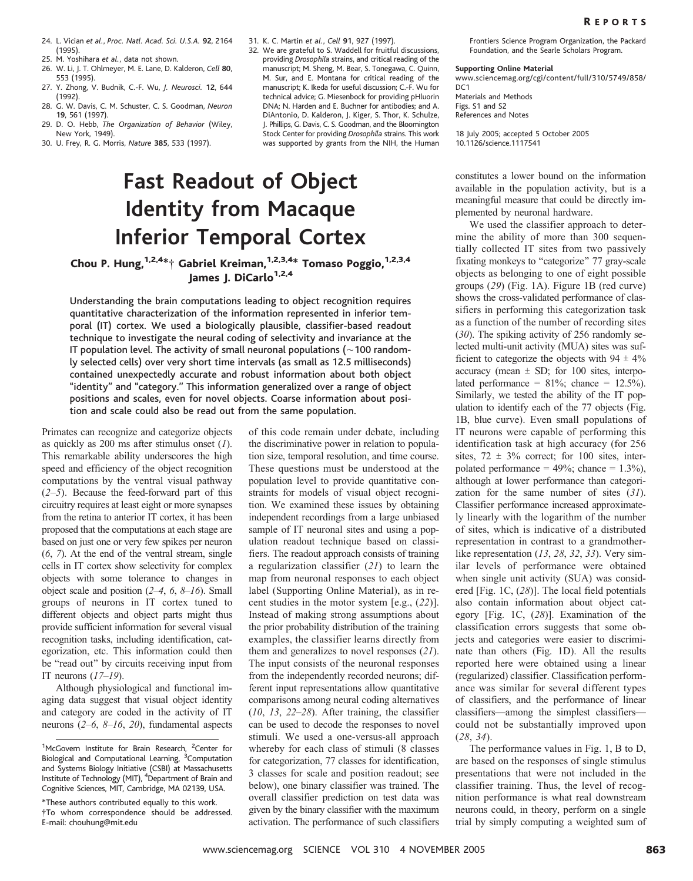24. L. Vician et al., Proc. Natl. Acad. Sci. U.S.A. 92, 2164 (1995).
25. M. Yoshihara et al., data not shown.
26. W. Li, J. T. Ohlmeyer, M. E. Lane, D. Kalderon, Cell 80, 553 (1995).
27. Y. Zhong, V. Budnik, C.-F. Wu, J. Neurosci. 12, 644 (1992).
28. G. W. Davis, C. M. Schuster, C. S. Goodman, Neuron 19, 561 (1997).
29. D. O. Hebb, The Organization of Behavior (Wiley, New York, 1949).
30. U. Frey, R. G. Morris, Nature 385, 533 (1997).
31. K. C. Martin et al., Cell 91, 927 (1997).
32. We are grateful to S. Waddell for fruitful discussions, providing Drosophila strains, and critical reading of the manuscript; M. Sheng, M. Bear, S. Tonegawa, C. Quinn, M. Sur, and E. Montana for critical reading of the manuscript; K. Ikeda for useful discussion; C.-F. Wu for technical advice; G. Miesenbock for providing pHluorin DNA; N. Harden and E. Buchner for antibodies; and A. DiAntonio, D. Kalderon, J. Kiger, S. Thor, K. Schulze, J. Phillips, G. Davis, C. S. Goodman, and the Bloomington Stock Center for providing Drosophila strains. This work was supported by grants from the NIH, the Human Frontiers Science Program Organization, the Packard Foundation, and the Searle Scholars Program.

**Supporting Online Material**
www.sciencemag.org/cgi/content/full/310/5749/858/DC1
Materials and Methods
Figs. S1 and S2
References and Notes

18 July 2005; accepted 5 October 2005
10.1126/science.1117541

# Fast Readout of Object Identity from Macaque Inferior Temporal Cortex

**Chou P. Hung,[1,2,4]*† Gabriel Kreiman,[1,2,3,4]* Tomaso Poggio,[1,2,3,4] James J. DiCarlo[1,2,4]**

**Understanding the brain computations leading to object recognition requires quantitative characterization of the information represented in inferior temporal (IT) cortex. We used a biologically plausible, classifier-based readout technique to investigate the neural coding of selectivity and invariance at the IT population level. The activity of small neuronal populations (~100 randomly selected cells) over very short time intervals (as small as 12.5 milliseconds) contained unexpectedly accurate and robust information about both object "identity" and "category." This information generalized over a range of object positions and scales, even for novel objects. Coarse information about position and scale could also be read out from the same population.**

Primates can recognize and categorize objects as quickly as 200 ms after stimulus onset (*1*). This remarkable ability underscores the high speed and efficiency of the object recognition computations by the ventral visual pathway (*2–5*). Because the feed-forward part of this circuitry requires at least eight or more synapses from the retina to anterior IT cortex, it has been proposed that the computations at each stage are based on just one or very few spikes per neuron (*6*, *7*). At the end of the ventral stream, single cells in IT cortex show selectivity for complex objects with some tolerance to changes in object scale and position (*2–4*, *6*, *8–16*). Small groups of neurons in IT cortex tuned to different objects and object parts might thus provide sufficient information for several visual recognition tasks, including identification, categorization, etc. This information could then be "read out" by circuits receiving input from IT neurons (*17–19*).

Although physiological and functional imaging data suggest that visual object identity and category are coded in the activity of IT neurons (*2–6*, *8–16*, *20*), fundamental aspects of this code remain under debate, including the discriminative power in relation to population size, temporal resolution, and time course. These questions must be understood at the population level to provide quantitative constraints for models of visual object recognition. We examined these issues by obtaining independent recordings from a large unbiased sample of IT neuronal sites and using a population readout technique based on classifiers. The readout approach consists of training a regularization classifier (*21*) to learn the map from neuronal responses to each object label (Supporting Online Material), as in recent studies in the motor system [e.g., (*22*)]. Instead of making strong assumptions about the prior probability distribution of the training examples, the classifier learns directly from them and generalizes to novel responses (*21*). The input consists of the neuronal responses from the independently recorded neurons; different input representations allow quantitative comparisons among neural coding alternatives (*10*, *13*, *22–28*). After training, the classifier can be used to decode the responses to novel stimuli. We used a one-versus-all approach whereby for each class of stimuli (8 classes for categorization, 77 classes for identification, 3 classes for scale and position readout; see below), one binary classifier was trained. The overall classifier prediction on test data was given by the binary classifier with the maximum activation. The performance of such classifiers constitutes a lower bound on the information available in the population activity, but is a meaningful measure that could be directly implemented by neuronal hardware.

We used the classifier approach to determine the ability of more than 300 sequentially collected IT sites from two passively fixating monkeys to "categorize" 77 gray-scale objects as belonging to one of eight possible groups (*29*) (Fig. 1A). Figure 1B (red curve) shows the cross-validated performance of classifiers in performing this categorization task as a function of the number of recording sites (*30*). The spiking activity of 256 randomly selected multi-unit activity (MUA) sites was sufficient to categorize the objects with 94 ± 4% accuracy (mean ± SD; for 100 sites, interpolated performance = 81%; chance = 12.5%). Similarly, we tested the ability of the IT population to identify each of the 77 objects (Fig. 1B, blue curve). Even small populations of IT neurons were capable of performing this identification task at high accuracy (for 256 sites, 72 ± 3% correct; for 100 sites, interpolated performance = 49%; chance = 1.3%), although at lower performance than categorization for the same number of sites (*31*). Classifier performance increased approximately linearly with the logarithm of the number of sites, which is indicative of a distributed representation in contrast to a grandmother-like representation (*13*, *28*, *32*, *33*). Very similar levels of performance were obtained when single unit activity (SUA) was considered [Fig. 1C, (*28*)]. The local field potentials also contain information about object category [Fig. 1C, (*28*)]. Examination of the classification errors suggests that some objects and categories were easier to discriminate than others (Fig. 1D). All the results reported here were obtained using a linear (regularized) classifier. Classification performance was similar for several different types of classifiers, and the performance of linear classifiers—among the simplest classifiers—could not be substantially improved upon (*28*, *34*).

The performance values in Fig. 1, B to D, are based on the responses of single stimulus presentations that were not included in the classifier training. Thus, the level of recognition performance is what real downstream neurons could, in theory, perform on a single trial by simply computing a weighted sum of

[1]McGovern Institute for Brain Research, [2]Center for Biological and Computational Learning, [3]Computation and Systems Biology Initiative (CSBI) at Massachusetts Institute of Technology (MIT), [4]Department of Brain and Cognitive Sciences, MIT, Cambridge, MA 02139, USA.

*These authors contributed equally to this work.
†To whom correspondence should be addressed. E-mail: chouhung@mit.edu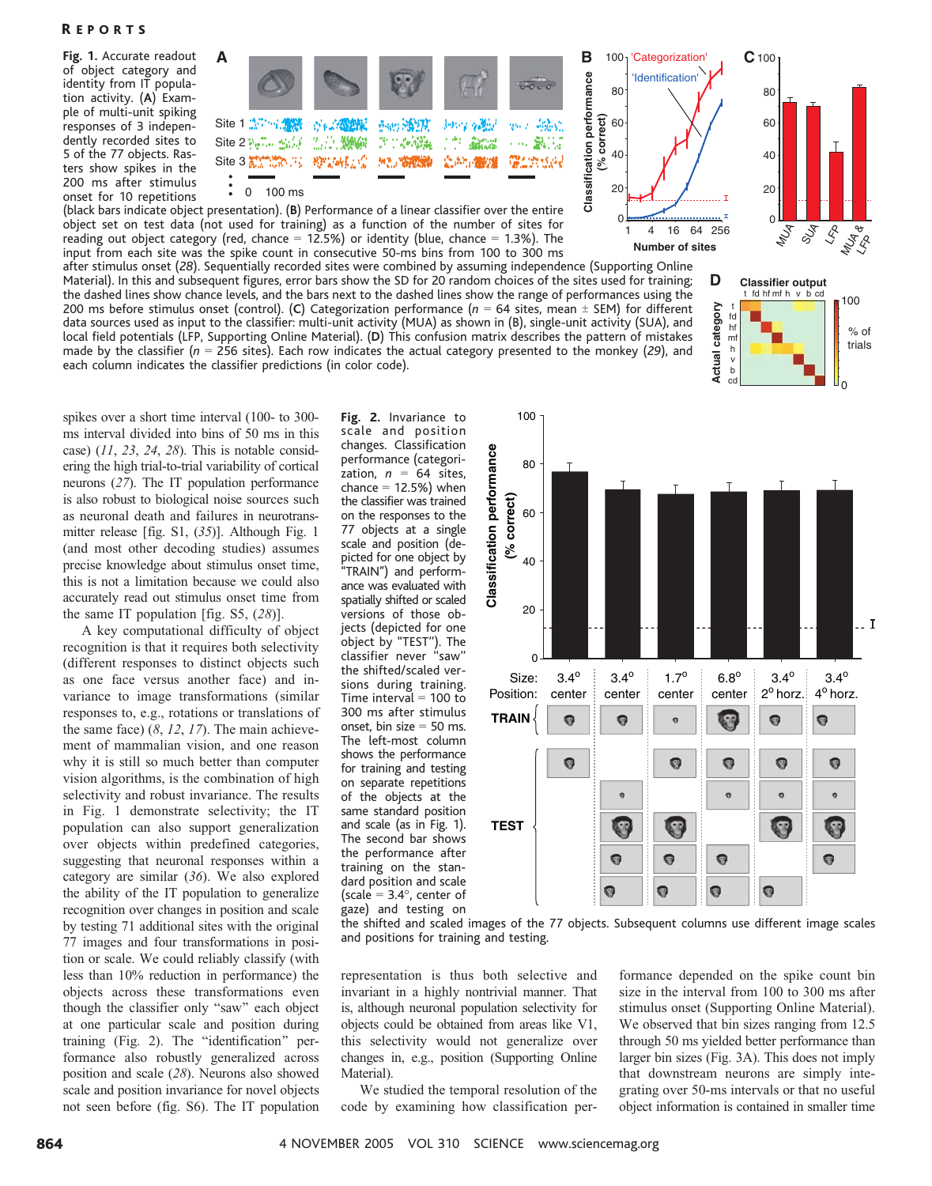**Fig. 1.** Accurate readout of object category and identity from IT population activity. (**A**) Example of multi-unit spiking responses of 3 independently recorded sites to 5 of the 77 objects. Rasters show spikes in the 200 ms after stimulus onset for 10 repetitions (black bars indicate object presentation). (**B**) Performance of a linear classifier over the entire object set on test data (not used for training) as a function of the number of sites for reading out object category (red, chance = 12.5%) or identity (blue, chance = 1.3%). The input from each site was the spike count in consecutive 50-ms bins from 100 to 300 ms after stimulus onset (*28*). Sequentially recorded sites were combined by assuming independence (Supporting Online Material). In this and subsequent figures, error bars show the SD for 20 random choices of the sites used for training; the dashed lines show chance levels, and the bars next to the dashed lines show the range of performances using the 200 ms before stimulus onset (control). (**C**) Categorization performance ($n$ = 64 sites, mean ± SEM) for different data sources used as input to the classifier: multi-unit activity (MUA) as shown in (B), single-unit activity (SUA), and local field potentials (LFP, Supporting Online Material). (**D**) This confusion matrix describes the pattern of mistakes made by the classifier ($n$ = 256 sites). Each row indicates the actual category presented to the monkey (*29*), and each column indicates the classifier predictions (in color code).

spikes over a short time interval (100- to 300-ms interval divided into bins of 50 ms in this case) (*11*, *23*, *24*, *28*). This is notable considering the high trial-to-trial variability of cortical neurons (*27*). The IT population performance is also robust to biological noise sources such as neuronal death and failures in neurotransmitter release [fig. S1, (*35*)]. Although Fig. 1 (and most other decoding studies) assumes precise knowledge about stimulus onset time, this is not a limitation because we could also accurately read out stimulus onset time from the same IT population [fig. S5, (*28*)].

A key computational difficulty of object recognition is that it requires both selectivity (different responses to distinct objects such as one face versus another face) and invariance to image transformations (similar responses to, e.g., rotations or translations of the same face) (*8*, *12*, *17*). The main achievement of mammalian vision, and one reason why it is still so much better than computer vision algorithms, is the combination of high selectivity and robust invariance. The results in Fig. 1 demonstrate selectivity; the IT population can also support generalization over objects within predefined categories, suggesting that neuronal responses within a category are similar (*36*). We also explored the ability of the IT population to generalize recognition over changes in position and scale by testing 71 additional sites with the original 77 images and four transformations in position or scale. We could reliably classify (with less than 10% reduction in performance) the objects across these transformations even though the classifier only "saw" each object at one particular scale and position during training (Fig. 2). The "identification" performance also robustly generalized across position and scale (*28*). Neurons also showed scale and position invariance for novel objects not seen before (fig. S6). The IT population representation is thus both selective and invariant in a highly nontrivial manner. That is, although neuronal population selectivity for objects could be obtained from areas like V1, this selectivity would not generalize over changes in, e.g., position (Supporting Online Material).

**Fig. 2.** Invariance to scale and position changes. Classification performance (categorization, $n$ = 64 sites, chance = 12.5%) when the classifier was trained on the responses to the 77 objects at a single scale and position (depicted for one object by "TRAIN") and performance was evaluated with spatially shifted or scaled versions of those objects (depicted for one object by "TEST"). The classifier never "saw" the shifted/scaled versions during training. Time interval = 100 to 300 ms after stimulus onset, bin size = 50 ms. The left-most column shows the performance for training and testing on separate repetitions of the objects at the same standard position and scale (as in Fig. 1). The second bar shows the performance after training on the standard position and scale (scale = 3.4°, center of gaze) and testing on the shifted and scaled images of the 77 objects. Subsequent columns use different image scales and positions for training and testing.

We studied the temporal resolution of the code by examining how classification performance depended on the spike count bin size in the interval from 100 to 300 ms after stimulus onset (Supporting Online Material). We observed that bin sizes ranging from 12.5 through 50 ms yielded better performance than larger bin sizes (Fig. 3A). This does not imply that downstream neurons are simply integrating over 50-ms intervals or that no useful object information is contained in smaller time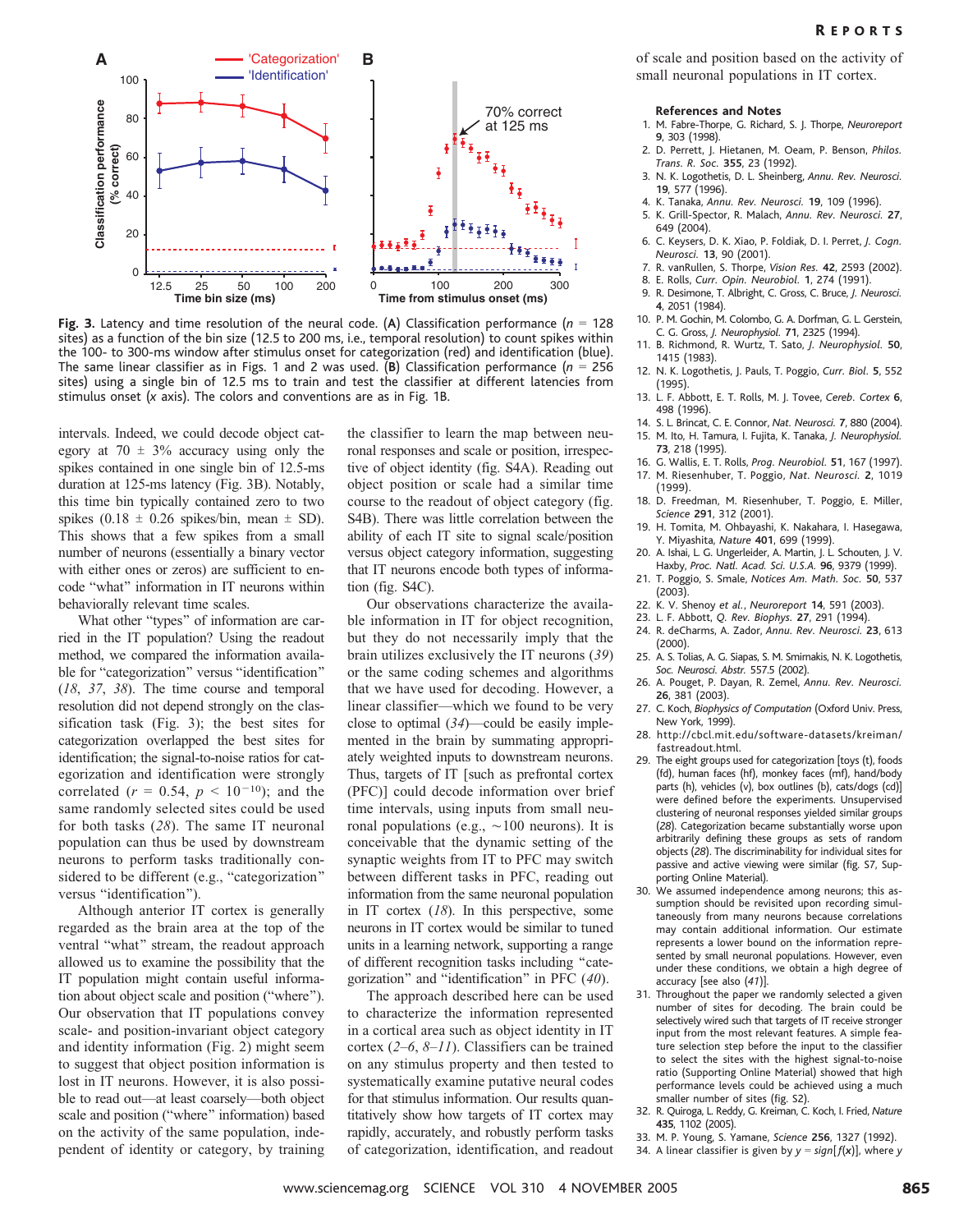**Fig. 3.** Latency and time resolution of the neural code. (**A**) Classification performance ($n$ = 128 sites) as a function of the bin size (12.5 to 200 ms, i.e., temporal resolution) to count spikes within the 100- to 300-ms window after stimulus onset for categorization (red) and identification (blue). The same linear classifier as in Figs. 1 and 2 was used. (**B**) Classification performance ($n$ = 256 sites) using a single bin of 12.5 ms to train and test the classifier at different latencies from stimulus onset ($x$ axis). The colors and conventions are as in Fig. 1B.

intervals. Indeed, we could decode object category at 70 ± 3% accuracy using only the spikes contained in one single bin of 12.5-ms duration at 125-ms latency (Fig. 3B). Notably, this time bin typically contained zero to two spikes (0.18 ± 0.26 spikes/bin, mean ± SD). This shows that a few spikes from a small number of neurons (essentially a binary vector with either ones or zeros) are sufficient to encode "what" information in IT neurons within behaviorally relevant time scales.

What other "types" of information are carried in the IT population? Using the readout method, we compared the information available for "categorization" versus "identification" (*18*, *37*, *38*). The time course and temporal resolution did not depend strongly on the classification task (Fig. 3); the best sites for categorization overlapped the best sites for identification; the signal-to-noise ratios for categorization and identification were strongly correlated ($r$ = 0.54, $p < 10^{-10}$); and the same randomly selected sites could be used for both tasks (*28*). The same IT neuronal population can thus be used by downstream neurons to perform tasks traditionally considered to be different (e.g., "categorization" versus "identification").

Although anterior IT cortex is generally regarded as the brain area at the top of the ventral "what" stream, the readout approach allowed us to examine the possibility that the IT population might contain useful information about object scale and position ("where"). Our observation that IT populations convey scale- and position-invariant object category and identity information (Fig. 2) might seem to suggest that object position information is lost in IT neurons. However, it is also possible to read out—at least coarsely—both object scale and position ("where" information) based on the activity of the same population, independent of identity or category, by training the classifier to learn the map between neuronal responses and scale or position, irrespective of object identity (fig. S4A). Reading out object position or scale had a similar time course to the readout of object category (fig. S4B). There was little correlation between the ability of each IT site to signal scale/position versus object category information, suggesting that IT neurons encode both types of information (fig. S4C).

Our observations characterize the available information in IT for object recognition, but they do not necessarily imply that the brain utilizes exclusively the IT neurons (*39*) or the same coding schemes and algorithms that we have used for decoding. However, a linear classifier—which we found to be very close to optimal (*34*)—could be easily implemented in the brain by summating appropriately weighted inputs to downstream neurons. Thus, targets of IT [such as prefrontal cortex (PFC)] could decode information over brief time intervals, using inputs from small neuronal populations (e.g., ~100 neurons). It is conceivable that the dynamic setting of the synaptic weights from IT to PFC may switch between different tasks in PFC, reading out information from the same neuronal population in IT cortex (*18*). In this perspective, some neurons in IT cortex would be similar to tuned units in a learning network, supporting a range of different recognition tasks including "categorization" and "identification" in PFC (*40*).

The approach described here can be used to characterize the information represented in a cortical area such as object identity in IT cortex (*2*–*6*, *8*–*11*). Classifiers can be trained on any stimulus property and then tested to systematically examine putative neural codes for that stimulus information. Our results quantitatively show how targets of IT cortex may rapidly, accurately, and robustly perform tasks of categorization, identification, and readout of scale and position based on the activity of small neuronal populations in IT cortex.

### References and Notes

1. M. Fabre-Thorpe, G. Richard, S. J. Thorpe, *Neuroreport* **9**, 303 (1998).
2. D. Perrett, J. Hietanen, M. Oeam, P. Benson, *Philos. Trans. R. Soc.* **355**, 23 (1992).
3. N. K. Logothetis, D. L. Sheinberg, *Annu. Rev. Neurosci.* **19**, 577 (1996).
4. K. Tanaka, *Annu. Rev. Neurosci.* **19**, 109 (1996).
5. K. Grill-Spector, R. Malach, *Annu. Rev. Neurosci.* **27**, 649 (2004).
6. C. Keysers, D. K. Xiao, P. Foldiak, D. I. Perret, *J. Cogn. Neurosci.* **13**, 90 (2001).
7. R. vanRullen, S. Thorpe, *Vision Res.* **42**, 2593 (2002).
8. E. Rolls, *Curr. Opin. Neurobiol.* **1**, 274 (1991).
9. R. Desimone, T. Albright, C. Gross, C. Bruce, *J. Neurosci.* **4**, 2051 (1984).
10. P. M. Gochin, M. Colombo, G. A. Dorfman, G. L. Gerstein, C. G. Gross, *J. Neurophysiol.* **71**, 2325 (1994).
11. B. Richmond, R. Wurtz, T. Sato, *J. Neurophysiol.* **50**, 1415 (1983).
12. N. K. Logothetis, J. Pauls, T. Poggio, *Curr. Biol.* **5**, 552 (1995).
13. L. F. Abbott, E. T. Rolls, M. J. Tovee, *Cereb. Cortex* **6**, 498 (1996).
14. S. L. Brincat, C. E. Connor, *Nat. Neurosci.* **7**, 880 (2004).
15. M. Ito, H. Tamura, I. Fujita, K. Tanaka, *J. Neurophysiol.* **73**, 218 (1995).
16. G. Wallis, E. T. Rolls, *Prog. Neurobiol.* **51**, 167 (1997).
17. M. Riesenhuber, T. Poggio, *Nat. Neurosci.* **2**, 1019 (1999).
18. D. Freedman, M. Riesenhuber, T. Poggio, E. Miller, *Science* **291**, 312 (2001).
19. H. Tomita, M. Ohbayashi, K. Nakahara, I. Hasegawa, Y. Miyashita, *Nature* **401**, 699 (1999).
20. A. Ishai, L. G. Ungerleider, A. Martin, J. L. Schouten, J. V. Haxby, *Proc. Natl. Acad. Sci. U.S.A.* **96**, 9379 (1999).
21. T. Poggio, S. Smale, *Notices Am. Math. Soc.* **50**, 537 (2003).
22. K. V. Shenoy *et al.*, *Neuroreport* **14**, 591 (2003).
23. L. F. Abbott, *Q. Rev. Biophys.* **27**, 291 (1994).
24. R. deCharms, A. Zador, *Annu. Rev. Neurosci.* **23**, 613 (2000).
25. A. S. Tolias, A. G. Siapas, S. M. Smirnakis, N. K. Logothetis, *Soc. Neurosci. Abstr.* 557.5 (2002).
26. A. Pouget, P. Dayan, R. Zemel, *Annu. Rev. Neurosci.* **26**, 381 (2003).
27. C. Koch, *Biophysics of Computation* (Oxford Univ. Press, New York, 1999).
28. http://cbcl.mit.edu/software-datasets/kreiman/fastreadout.html.
29. The eight groups used for categorization [toys (t), foods (fd), human faces (hf), monkey faces (mf), hand/body parts (h), vehicles (v), box outlines (b), cats/dogs (cd)] were defined before the experiments. Unsupervised clustering of neuronal responses yielded similar groups (*28*). Categorization became substantially worse upon arbitrarily defining these groups as sets of random objects (*28*). The discriminability for individual sites for passive and active viewing were similar (fig. S7, Supporting Online Material).
30. We assumed independence among neurons; this assumption should be revisited upon recording simultaneously from many neurons because correlations may contain additional information. Our estimate represents a lower bound on the information represented by small neuronal populations. However, even under these conditions, we obtain a high degree of accuracy [see also (*41*)].
31. Throughout the paper we randomly selected a given number of sites for decoding. The brain could be selectively wired such that targets of IT receive stronger input from the most relevant features. A simple feature selection step before the input to the classifier to select the sites with the highest signal-to-noise ratio (Supporting Online Material) showed that high performance levels could be achieved using a much smaller number of sites (fig. S2).
32. R. Quiroga, L. Reddy, G. Kreiman, C. Koch, I. Fried, *Nature* **435**, 1102 (2005).
33. M. P. Young, S. Yamane, *Science* **256**, 1327 (1992).
34. A linear classifier is given by $y = sign[f(\mathbf{x})]$, where $y$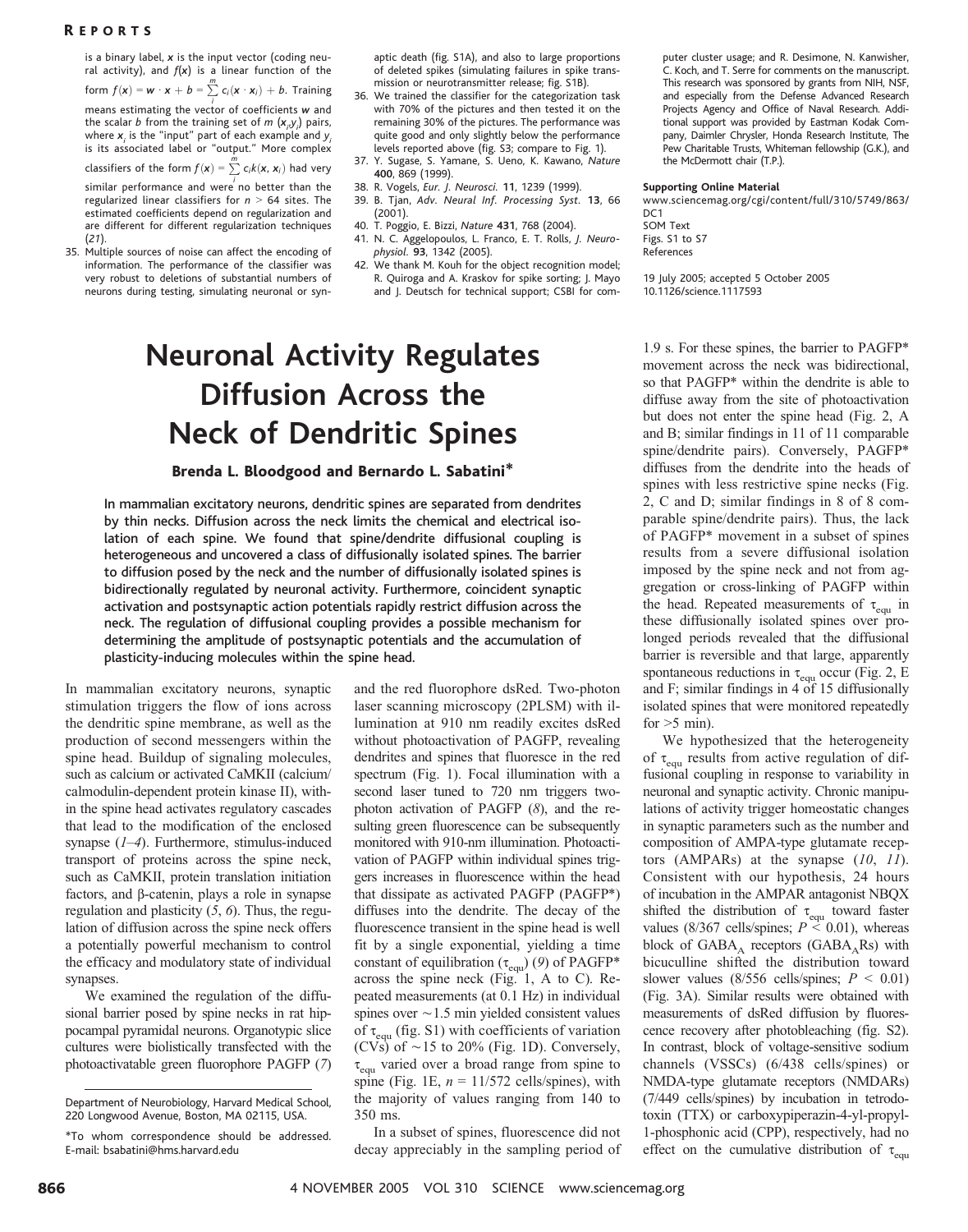is a binary label, $x$ is the input vector (coding neural activity), and $f(x)$ is a linear function of the form $f(x) = w \cdot x + b = \sum_i^m c_i(x \cdot x_i) + b$. Training means estimating the vector of coefficients $w$ and the scalar $b$ from the training set of $m$ $(x_i, y_i)$ pairs, where $x_i$ is the "input" part of each example and $y_i$ is its associated label or "output." More complex classifiers of the form $f(x) = \sum_i^m c_i k(x, x_i)$ had very similar performance and were no better than the regularized linear classifiers for $n > 64$ sites. The estimated coefficients depend on regularization and are different for different regularization techniques (*21*).

35. Multiple sources of noise can affect the encoding of information. The performance of the classifier was very robust to deletions of substantial numbers of neurons during testing, simulating neuronal or synaptic death (fig. S1A), and also to large proportions of deleted spikes (simulating failures in spike transmission or neurotransmitter release; fig. S1B).
36. We trained the classifier for the categorization task with 70% of the pictures and then tested it on the remaining 30% of the pictures. The performance was quite good and only slightly below the performance levels reported above (fig. S3; compare to Fig. 1).
37. Y. Sugase, S. Yamane, S. Ueno, K. Kawano, *Nature* **400**, 869 (1999).
38. R. Vogels, *Eur. J. Neurosci.* **11**, 1239 (1999).
39. B. Tjan, *Adv. Neural Inf. Processing Syst.* **13**, 66 (2001).
40. T. Poggio, E. Bizzi, *Nature* **431**, 768 (2004).
41. N. C. Aggelopoulos, L. Franco, E. T. Rolls, *J. Neurophysiol.* **93**, 1342 (2005).
42. We thank M. Kouh for the object recognition model; R. Quiroga and A. Kraskov for spike sorting; J. Mayo and J. Deutsch for technical support; CSBI for computer cluster usage; and R. Desimone, N. Kanwisher, C. Koch, and T. Serre for comments on the manuscript. This research was sponsored by grants from NIH, NSF, and especially from the Defense Advanced Research Projects Agency and Office of Naval Research. Additional support was provided by Eastman Kodak Company, Daimler Chrysler, Honda Research Institute, The Pew Charitable Trusts, Whiteman fellowship (G.K.), and the McDermott chair (T.P.).

**Supporting Online Material**
www.sciencemag.org/cgi/content/full/310/5749/863/DC1
SOM Text
Figs. S1 to S7
References

19 July 2005; accepted 5 October 2005
10.1126/science.1117593

# Neuronal Activity Regulates Diffusion Across the Neck of Dendritic Spines

**Brenda L. Bloodgood and Bernardo L. Sabatini***

**In mammalian excitatory neurons, dendritic spines are separated from dendrites by thin necks. Diffusion across the neck limits the chemical and electrical isolation of each spine. We found that spine/dendrite diffusional coupling is heterogeneous and uncovered a class of diffusionally isolated spines. The barrier to diffusion posed by the neck and the number of diffusionally isolated spines is bidirectionally regulated by neuronal activity. Furthermore, coincident synaptic activation and postsynaptic action potentials rapidly restrict diffusion across the neck. The regulation of diffusional coupling provides a possible mechanism for determining the amplitude of postsynaptic potentials and the accumulation of plasticity-inducing molecules within the spine head.**

In mammalian excitatory neurons, synaptic stimulation triggers the flow of ions across the dendritic spine membrane, as well as the production of second messengers within the spine head. Buildup of signaling molecules, such as calcium or activated CaMKII (calcium/calmodulin-dependent protein kinase II), within the spine head activates regulatory cascades that lead to the modification of the enclosed synapse (*1–4*). Furthermore, stimulus-induced transport of proteins across the spine neck, such as CaMKII, protein translation initiation factors, and β-catenin, plays a role in synapse regulation and plasticity (*5*, *6*). Thus, the regulation of diffusion across the spine neck offers a potentially powerful mechanism to control the efficacy and modulatory state of individual synapses.

We examined the regulation of the diffusional barrier posed by spine necks in rat hippocampal pyramidal neurons. Organotypic slice cultures were biolistically transfected with the photoactivatable green fluorophore PAGFP (*7*) and the red fluorophore dsRed. Two-photon laser scanning microscopy (2PLSM) with illumination at 910 nm readily excites dsRed without photoactivation of PAGFP, revealing dendrites and spines that fluoresce in the red spectrum (Fig. 1). Focal illumination with a second laser tuned to 720 nm triggers two-photon activation of PAGFP (*8*), and the resulting green fluorescence can be subsequently monitored with 910-nm illumination. Photoactivation of PAGFP within individual spines triggers increases in fluorescence within the head that dissipate as activated PAGFP (PAGFP*) diffuses into the dendrite. The decay of the fluorescence transient in the spine head is well fit by a single exponential, yielding a time constant of equilibration ($\tau_{equ}$) (*9*) of PAGFP* across the spine neck (Fig. 1, A to C). Repeated measurements (at 0.1 Hz) in individual spines over ~1.5 min yielded consistent values of $\tau_{equ}$ (fig. S1) with coefficients of variation (CVs) of ~15 to 20% (Fig. 1D). Conversely, $\tau_{equ}$ varied over a broad range from spine to spine (Fig. 1E, $n$ = 11/572 cells/spines), with the majority of values ranging from 140 to 350 ms.

In a subset of spines, fluorescence did not decay appreciably in the sampling period of 1.9 s. For these spines, the barrier to PAGFP* movement across the neck was bidirectional, so that PAGFP* within the dendrite is able to diffuse away from the site of photoactivation but does not enter the spine head (Fig. 2, A and B; similar findings in 11 of 11 comparable spine/dendrite pairs). Conversely, PAGFP* diffuses from the dendrite into the heads of spines with less restrictive spine necks (Fig. 2, C and D; similar findings in 8 of 8 comparable spine/dendrite pairs). Thus, the lack of PAGFP* movement in a subset of spines results from a severe diffusional isolation imposed by the spine neck and not from aggregation or cross-linking of PAGFP within the head. Repeated measurements of $\tau_{equ}$ in these diffusionally isolated spines over prolonged periods revealed that the diffusional barrier is reversible and that large, apparently spontaneous reductions in $\tau_{equ}$ occur (Fig. 2, E and F; similar findings in 4 of 15 diffusionally isolated spines that were monitored repeatedly for >5 min).

We hypothesized that the heterogeneity of $\tau_{equ}$ results from active regulation of diffusional coupling in response to variability in neuronal and synaptic activity. Chronic manipulations of activity trigger homeostatic changes in synaptic parameters such as the number and composition of AMPA-type glutamate receptors (AMPARs) at the synapse (*10*, *11*). Consistent with our hypothesis, 24 hours of incubation in the AMPAR antagonist NBQX shifted the distribution of $\tau_{equ}$ toward faster values (8/367 cells/spines; $P < 0.01$), whereas block of $GABA_A$ receptors ($GABA_A$Rs) with bicuculline shifted the distribution toward slower values (8/556 cells/spines; $P < 0.01$) (Fig. 3A). Similar results were obtained with measurements of dsRed diffusion by fluorescence recovery after photobleaching (fig. S2). In contrast, block of voltage-sensitive sodium channels (VSSCs) (6/438 cells/spines) or NMDA-type glutamate receptors (NMDARs) (7/449 cells/spines) by incubation in tetrodotoxin (TTX) or carboxypiperazin-4-yl-propyl-1-phosphonic acid (CPP), respectively, had no effect on the cumulative distribution of $\tau_{equ}$

Department of Neurobiology, Harvard Medical School, 220 Longwood Avenue, Boston, MA 02115, USA.

*To whom correspondence should be addressed. E-mail: bsabatini@hms.harvard.edu